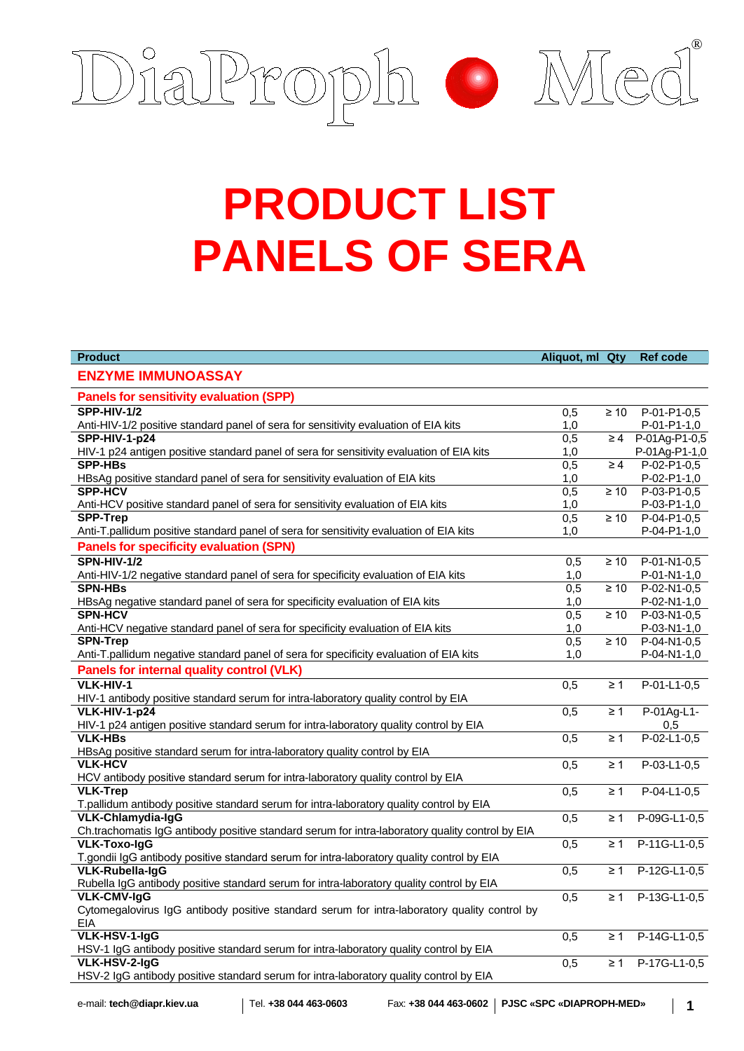DiaProph Med®

# PRODUCT LIST
# PANELS OF SERA

| Product | Aliquot, ml | Qty | Ref code |
|---|---|---|---|
| **ENZYME IMMUNOASSAY** | | | |
| **Panels for sensitivity evaluation (SPP)** | | | |
| **SPP-HIV-1/2**<br>Anti-HIV-1/2 positive standard panel of sera for sensitivity evaluation of EIA kits | 0,5<br>1,0 | ≥ 10 | P-01-P1-0,5<br>P-01-P1-1,0 |
| **SPP-HIV-1-p24**<br>HIV-1 p24 antigen positive standard panel of sera for sensitivity evaluation of EIA kits | 0,5<br>1,0 | ≥ 4 | P-01Ag-P1-0,5<br>P-01Ag-P1-1,0 |
| **SPP-HBs**<br>HBsAg positive standard panel of sera for sensitivity evaluation of EIA kits | 0,5<br>1,0 | ≥ 4 | P-02-P1-0,5<br>P-02-P1-1,0 |
| **SPP-HCV**<br>Anti-HCV positive standard panel of sera for sensitivity evaluation of EIA kits | 0,5<br>1,0 | ≥ 10 | P-03-P1-0,5<br>P-03-P1-1,0 |
| **SPP-Trep**<br>Anti-T.pallidum positive standard panel of sera for sensitivity evaluation of EIA kits | 0,5<br>1,0 | ≥ 10 | P-04-P1-0,5<br>P-04-P1-1,0 |
| **Panels for specificity evaluation (SPN)** | | | |
| **SPN-HIV-1/2**<br>Anti-HIV-1/2 negative standard panel of sera for specificity evaluation of EIA kits | 0,5<br>1,0 | ≥ 10 | P-01-N1-0,5<br>P-01-N1-1,0 |
| **SPN-HBs**<br>HBsAg negative standard panel of sera for specificity evaluation of EIA kits | 0,5<br>1,0 | ≥ 10 | P-02-N1-0,5<br>P-02-N1-1,0 |
| **SPN-HCV**<br>Anti-HCV negative standard panel of sera for specificity evaluation of EIA kits | 0,5<br>1,0 | ≥ 10 | P-03-N1-0,5<br>P-03-N1-1,0 |
| **SPN-Trep**<br>Anti-T.pallidum negative standard panel of sera for specificity evaluation of EIA kits | 0,5<br>1,0 | ≥ 10 | P-04-N1-0,5<br>P-04-N1-1,0 |
| **Panels for internal quality control (VLK)** | | | |
| **VLK-HIV-1**<br>HIV-1 antibody positive standard serum for intra-laboratory quality control by EIA | 0,5 | ≥ 1 | P-01-L1-0,5 |
| **VLK-HIV-1-p24**<br>HIV-1 p24 antigen positive standard serum for intra-laboratory quality control by EIA | 0,5 | ≥ 1 | P-01Ag-L1-0,5 |
| **VLK-HBs**<br>HBsAg positive standard serum for intra-laboratory quality control by EIA | 0,5 | ≥ 1 | P-02-L1-0,5 |
| **VLK-HCV**<br>HCV antibody positive standard serum for intra-laboratory quality control by EIA | 0,5 | ≥ 1 | P-03-L1-0,5 |
| **VLK-Trep**<br>T.pallidum antibody positive standard serum for intra-laboratory quality control by EIA | 0,5 | ≥ 1 | P-04-L1-0,5 |
| **VLK-Chlamydia-IgG**<br>Ch.trachomatis IgG antibody positive standard serum for intra-laboratory quality control by EIA | 0,5 | ≥ 1 | P-09G-L1-0,5 |
| **VLK-Toxo-IgG**<br>T.gondii IgG antibody positive standard serum for intra-laboratory quality control by EIA | 0,5 | ≥ 1 | P-11G-L1-0,5 |
| **VLK-Rubella-IgG**<br>Rubella IgG antibody positive standard serum for intra-laboratory quality control by EIA | 0,5 | ≥ 1 | P-12G-L1-0,5 |
| **VLK-CMV-IgG**<br>Cytomegalovirus IgG antibody positive standard serum for intra-laboratory quality control by EIA | 0,5 | ≥ 1 | P-13G-L1-0,5 |
| **VLK-HSV-1-IgG**<br>HSV-1 IgG antibody positive standard serum for intra-laboratory quality control by EIA | 0,5 | ≥ 1 | P-14G-L1-0,5 |
| **VLK-HSV-2-IgG**<br>HSV-2 IgG antibody positive standard serum for intra-laboratory quality control by EIA | 0,5 | ≥ 1 | P-17G-L1-0,5 |

e-mail: **tech@diapr.kiev.ua** | Tel. **+38 044 463-0603** | Fax: **+38 044 463-0602** | **PJSC «SPC «DIAPROPH-MED»**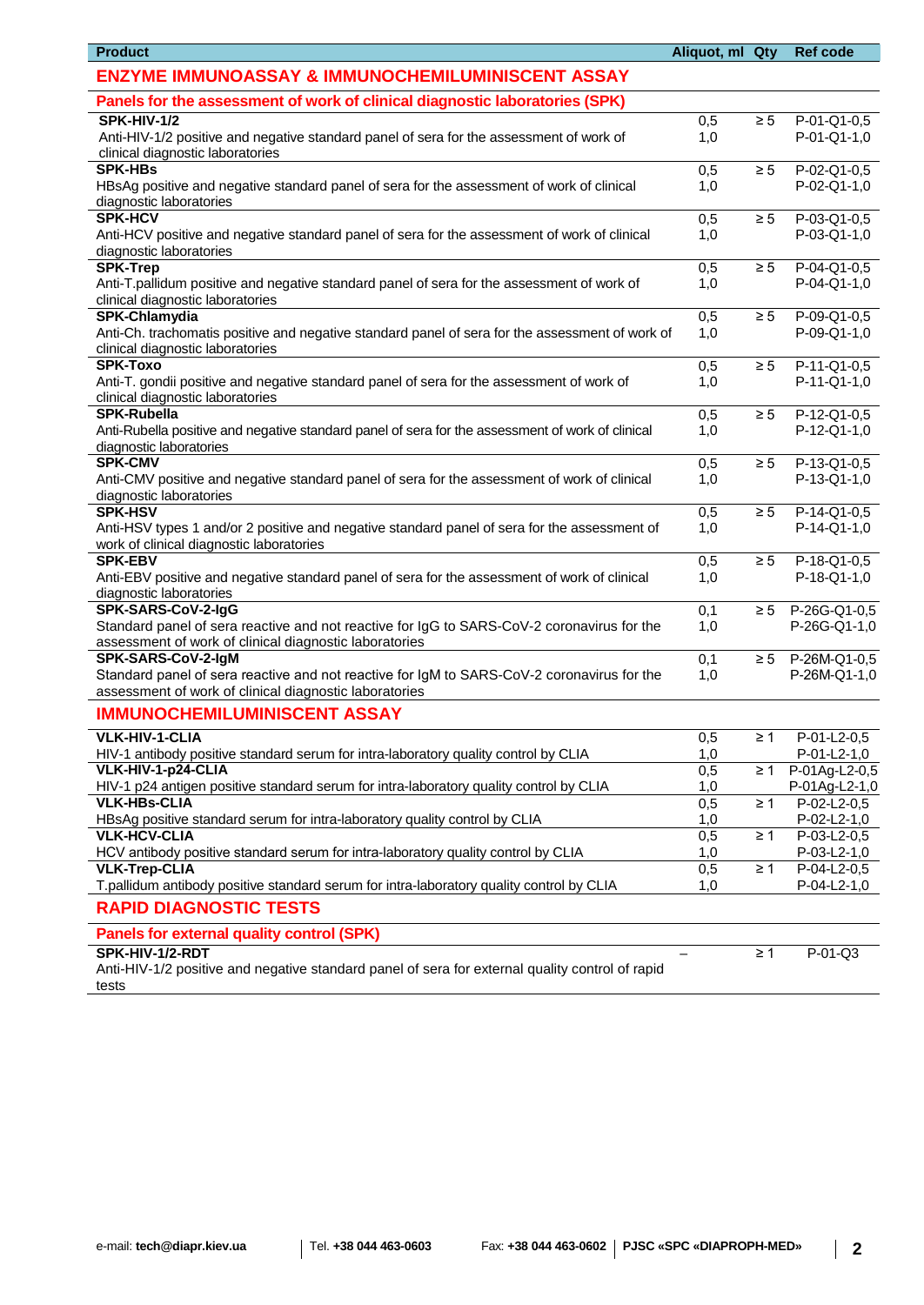| Product | Aliquot, ml | Qty | Ref code |
|---|---|---|---|
| **ENZYME IMMUNOASSAY & IMMUNOCHEMILUMINISCENT ASSAY** | | | |
| **Panels for the assessment of work of clinical diagnostic laboratories (SPK)** | | | |
| **SPK-HIV-1/2**<br>Anti-HIV-1/2 positive and negative standard panel of sera for the assessment of work of clinical diagnostic laboratories | 0,5<br>1,0 | ≥ 5 | P-01-Q1-0,5<br>P-01-Q1-1,0 |
| **SPK-HBs**<br>HBsAg positive and negative standard panel of sera for the assessment of work of clinical diagnostic laboratories | 0,5<br>1,0 | ≥ 5 | P-02-Q1-0,5<br>P-02-Q1-1,0 |
| **SPK-HCV**<br>Anti-HCV positive and negative standard panel of sera for the assessment of work of clinical diagnostic laboratories | 0,5<br>1,0 | ≥ 5 | P-03-Q1-0,5<br>P-03-Q1-1,0 |
| **SPK-Trep**<br>Anti-T.pallidum positive and negative standard panel of sera for the assessment of work of clinical diagnostic laboratories | 0,5<br>1,0 | ≥ 5 | P-04-Q1-0,5<br>P-04-Q1-1,0 |
| **SPK-Chlamydia**<br>Anti-Ch. trachomatis positive and negative standard panel of sera for the assessment of work of clinical diagnostic laboratories | 0,5<br>1,0 | ≥ 5 | P-09-Q1-0,5<br>P-09-Q1-1,0 |
| **SPK-Toxo**<br>Anti-T. gondii positive and negative standard panel of sera for the assessment of work of clinical diagnostic laboratories | 0,5<br>1,0 | ≥ 5 | P-11-Q1-0,5<br>P-11-Q1-1,0 |
| **SPK-Rubella**<br>Anti-Rubella positive and negative standard panel of sera for the assessment of work of clinical diagnostic laboratories | 0,5<br>1,0 | ≥ 5 | P-12-Q1-0,5<br>P-12-Q1-1,0 |
| **SPK-CMV**<br>Anti-CMV positive and negative standard panel of sera for the assessment of work of clinical diagnostic laboratories | 0,5<br>1,0 | ≥ 5 | P-13-Q1-0,5<br>P-13-Q1-1,0 |
| **SPK-HSV**<br>Anti-HSV types 1 and/or 2 positive and negative standard panel of sera for the assessment of work of clinical diagnostic laboratories | 0,5<br>1,0 | ≥ 5 | P-14-Q1-0,5<br>P-14-Q1-1,0 |
| **SPK-EBV**<br>Anti-EBV positive and negative standard panel of sera for the assessment of work of clinical diagnostic laboratories | 0,5<br>1,0 | ≥ 5 | P-18-Q1-0,5<br>P-18-Q1-1,0 |
| **SPK-SARS-CoV-2-IgG**<br>Standard panel of sera reactive and not reactive for IgG to SARS-CoV-2 coronavirus for the assessment of work of clinical diagnostic laboratories | 0,1<br>1,0 | ≥ 5 | P-26G-Q1-0,5<br>P-26G-Q1-1,0 |
| **SPK-SARS-CoV-2-IgM**<br>Standard panel of sera reactive and not reactive for IgM to SARS-CoV-2 coronavirus for the assessment of work of clinical diagnostic laboratories | 0,1<br>1,0 | ≥ 5 | P-26M-Q1-0,5<br>P-26M-Q1-1,0 |
| **IMMUNOCHEMILUMINISCENT ASSAY** | | | |
| **VLK-HIV-1-CLIA**<br>HIV-1 antibody positive standard serum for intra-laboratory quality control by CLIA | 0,5<br>1,0 | ≥ 1 | P-01-L2-0,5<br>P-01-L2-1,0 |
| **VLK-HIV-1-p24-CLIA**<br>HIV-1 p24 antigen positive standard serum for intra-laboratory quality control by CLIA | 0,5<br>1,0 | ≥ 1 | P-01Ag-L2-0,5<br>P-01Ag-L2-1,0 |
| **VLK-HBs-CLIA**<br>HBsAg positive standard serum for intra-laboratory quality control by CLIA | 0,5<br>1,0 | ≥ 1 | P-02-L2-0,5<br>P-02-L2-1,0 |
| **VLK-HCV-CLIA**<br>HCV antibody positive standard serum for intra-laboratory quality control by CLIA | 0,5<br>1,0 | ≥ 1 | P-03-L2-0,5<br>P-03-L2-1,0 |
| **VLK-Trep-CLIA**<br>T.pallidum antibody positive standard serum for intra-laboratory quality control by CLIA | 0,5<br>1,0 | ≥ 1 | P-04-L2-0,5<br>P-04-L2-1,0 |
| **RAPID DIAGNOSTIC TESTS** | | | |
| **Panels for external quality control (SPK)** | | | |
| **SPK-HIV-1/2-RDT**<br>Anti-HIV-1/2 positive and negative standard panel of sera for external quality control of rapid tests | – | ≥ 1 | P-01-Q3 |

e-mail: **tech@diapr.kiev.ua** | Tel. **+38 044 463-0603** | Fax: **+38 044 463-0602** | **PJSC «SPC «DIAPROPH-MED»**